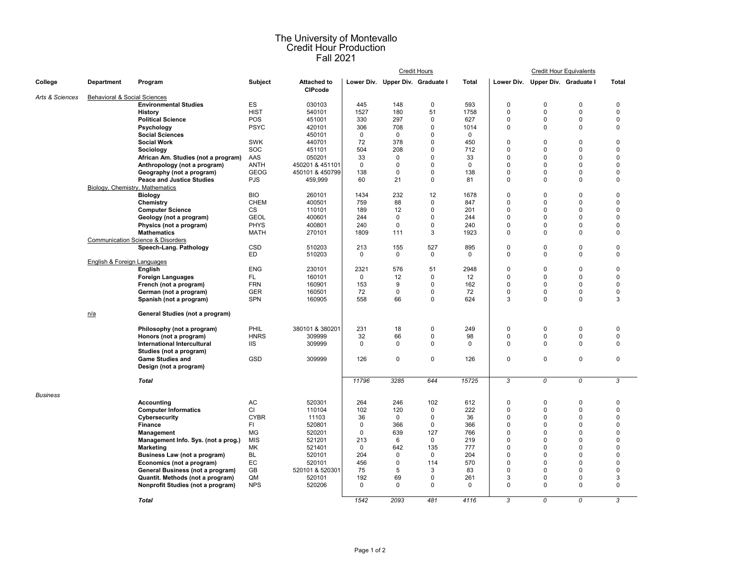# The University of Montevallo
## Credit Hour Production
## Fall 2021

| College | Department | Program | Subject | Attached to CIPcode | Credit Hours | | | | Credit Hour Equivalents | | | |
|---|---|---|---|---|---|---|---|---|---|---|---|---|
| | | | | | Lower Div. | Upper Div. | Graduate I | Total | Lower Div. | Upper Div. | Graduate I | Total |
| *Arts & Sciences* | Behavioral & Social Sciences | | | | | | | | | | | |
| | | **Environmental Studies** | ES | 030103 | 445 | 148 | 0 | 593 | 0 | 0 | 0 | 0 |
| | | **History** | HIST | 540101 | 1527 | 180 | 51 | 1758 | 0 | 0 | 0 | 0 |
| | | **Political Science** | POS | 451001 | 330 | 297 | 0 | 627 | 0 | 0 | 0 | 0 |
| | | **Psychology** | PSYC | 420101 | 306 | 708 | 0 | 1014 | 0 | 0 | 0 | 0 |
| | | **Social Sciences** | | 450101 | 0 | 0 | 0 | 0 | | | | |
| | | **Social Work** | SWK | 440701 | 72 | 378 | 0 | 450 | 0 | 0 | 0 | 0 |
| | | **Sociology** | SOC | 451101 | 504 | 208 | 0 | 712 | 0 | 0 | 0 | 0 |
| | | **African Am. Studies (not a program)** | AAS | 050201 | 33 | 0 | 0 | 33 | 0 | 0 | 0 | 0 |
| | | **Anthropology (not a program)** | ANTH | 450201 & 451101 | 0 | 0 | 0 | 0 | 0 | 0 | 0 | 0 |
| | | **Geography (not a program)** | GEOG | 450101 & 450799 | 138 | 0 | 0 | 138 | 0 | 0 | 0 | 0 |
| | | **Peace and Justice Studies** | PJS | 459,999 | 60 | 21 | 0 | 81 | 0 | 0 | 0 | 0 |
| | Biology, Chemistry, Mathematics | | | | | | | | | | | |
| | | **Biology** | BIO | 260101 | 1434 | 232 | 12 | 1678 | 0 | 0 | 0 | 0 |
| | | **Chemistry** | CHEM | 400501 | 759 | 88 | 0 | 847 | 0 | 0 | 0 | 0 |
| | | **Computer Science** | CS | 110101 | 189 | 12 | 0 | 201 | 0 | 0 | 0 | 0 |
| | | **Geology (not a program)** | GEOL | 400601 | 244 | 0 | 0 | 244 | 0 | 0 | 0 | 0 |
| | | **Physics (not a program)** | PHYS | 400801 | 240 | 0 | 0 | 240 | 0 | 0 | 0 | 0 |
| | | **Mathematics** | MATH | 270101 | 1809 | 111 | 3 | 1923 | 0 | 0 | 0 | 0 |
| | Communication Science & Disorders | | | | | | | | | | | |
| | | **Speech-Lang. Pathology** | CSD | 510203 | 213 | 155 | 527 | 895 | 0 | 0 | 0 | 0 |
| | | | ED | 510203 | 0 | 0 | 0 | 0 | 0 | 0 | 0 | 0 |
| | English & Foreign Languages | | | | | | | | | | | |
| | | **English** | ENG | 230101 | 2321 | 576 | 51 | 2948 | 0 | 0 | 0 | 0 |
| | | **Foreign Languages** | FL | 160101 | 0 | 12 | 0 | 12 | 0 | 0 | 0 | 0 |
| | | **French (not a program)** | FRN | 160901 | 153 | 9 | 0 | 162 | 0 | 0 | 0 | 0 |
| | | **German (not a program)** | GER | 160501 | 72 | 0 | 0 | 72 | 0 | 0 | 0 | 0 |
| | | **Spanish (not a program)** | SPN | 160905 | 558 | 66 | 0 | 624 | 3 | 0 | 0 | 3 |
| | n/a | **General Studies (not a program)** | | | | | | | | | | |
| | | **Philosophy (not a program)** | PHIL | 380101 & 380201 | 231 | 18 | 0 | 249 | 0 | 0 | 0 | 0 |
| | | **Honors (not a program)** | HNRS | 309999 | 32 | 66 | 0 | 98 | 0 | 0 | 0 | 0 |
| | | **International Intercultural Studies (not a program)** | IIS | 309999 | 0 | 0 | 0 | 0 | 0 | 0 | 0 | 0 |
| | | **Game Studies and Design (not a program)** | GSD | 309999 | 126 | 0 | 0 | 126 | 0 | 0 | 0 | 0 |
| | | ***Total*** | | | *11796* | *3285* | *644* | *15725* | *3* | *0* | *0* | *3* |
| *Business* | | | | | | | | | | | | |
| | | **Accounting** | AC | 520301 | 264 | 246 | 102 | 612 | 0 | 0 | 0 | 0 |
| | | **Computer Informatics** | CI | 110104 | 102 | 120 | 0 | 222 | 0 | 0 | 0 | 0 |
| | | **Cybersecurity** | CYBR | 11103 | 36 | 0 | 0 | 36 | 0 | 0 | 0 | 0 |
| | | **Finance** | FI | 520801 | 0 | 366 | 0 | 366 | 0 | 0 | 0 | 0 |
| | | **Management** | MG | 520201 | 0 | 639 | 127 | 766 | 0 | 0 | 0 | 0 |
| | | **Management Info. Sys. (not a prog.)** | MIS | 521201 | 213 | 6 | 0 | 219 | 0 | 0 | 0 | 0 |
| | | **Marketing** | MK | 521401 | 0 | 642 | 135 | 777 | 0 | 0 | 0 | 0 |
| | | **Business Law (not a program)** | BL | 520101 | 204 | 0 | 0 | 204 | 0 | 0 | 0 | 0 |
| | | **Economics (not a program)** | EC | 520101 | 456 | 0 | 114 | 570 | 0 | 0 | 0 | 0 |
| | | **General Business (not a program)** | GB | 520101 & 520301 | 75 | 5 | 3 | 83 | 0 | 0 | 0 | 0 |
| | | **Quantit. Methods (not a program)** | QM | 520101 | 192 | 69 | 0 | 261 | 3 | 0 | 0 | 3 |
| | | **Nonprofit Studies (not a program)** | NPS | 520206 | 0 | 0 | 0 | 0 | 0 | 0 | 0 | 0 |
| | | ***Total*** | | | *1542* | *2093* | *481* | *4116* | *3* | *0* | *0* | *3* |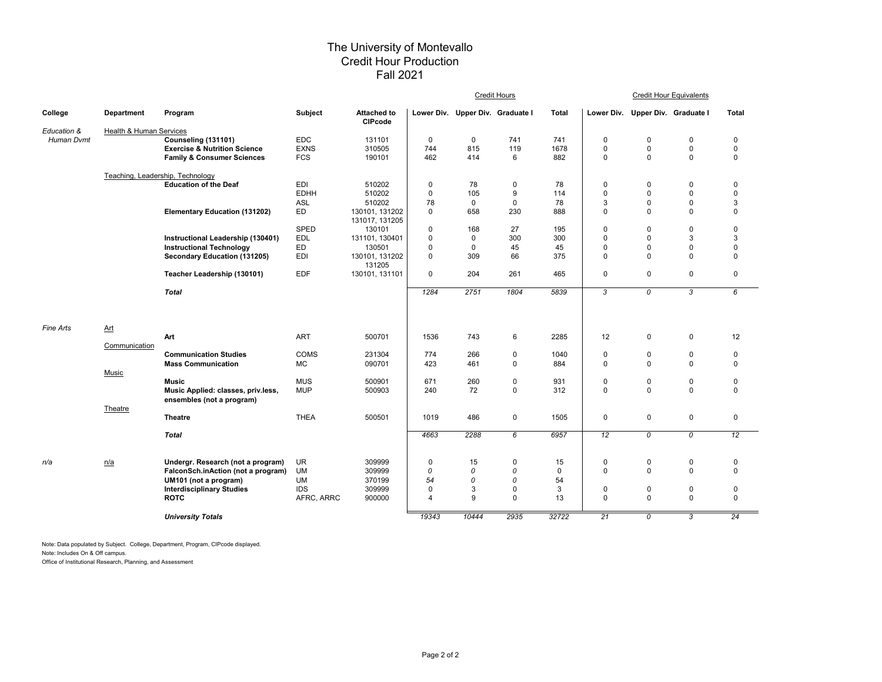# The University of Montevallo
## Credit Hour Production
## Fall 2021

| College | Department | Program | Subject | Attached to CIPcode | Credit Hours Lower Div. | Credit Hours Upper Div. | Credit Hours Graduate I | Credit Hours Total | Credit Hour Equivalents Lower Div. | Credit Hour Equivalents Upper Div. | Credit Hour Equivalents Graduate I | Credit Hour Equivalents Total |
|---|---|---|---|---|---|---|---|---|---|---|---|---|
| *Education & Human Dvmt* | Health & Human Services | | | | | | | | | | | |
| | | **Counseling (131101)** | EDC | 131101 | 0 | 0 | 741 | 741 | 0 | 0 | 0 | 0 |
| | | **Exercise & Nutrition Science** | EXNS | 310505 | 744 | 815 | 119 | 1678 | 0 | 0 | 0 | 0 |
| | | **Family & Consumer Sciences** | FCS | 190101 | 462 | 414 | 6 | 882 | 0 | 0 | 0 | 0 |
| | Teaching, Leadership, Technology | | | | | | | | | | | |
| | | **Education of the Deaf** | EDI | 510202 | 0 | 78 | 0 | 78 | 0 | 0 | 0 | 0 |
| | | | EDHH | 510202 | 0 | 105 | 9 | 114 | 0 | 0 | 0 | 0 |
| | | | ASL | 510202 | 78 | 0 | 0 | 78 | 3 | 0 | 0 | 3 |
| | | **Elementary Education (131202)** | ED | 130101, 131202 131017, 131205 | 0 | 658 | 230 | 888 | 0 | 0 | 0 | 0 |
| | | | SPED | 130101 | 0 | 168 | 27 | 195 | 0 | 0 | 0 | 0 |
| | | **Instructional Leadership (130401)** | EDL | 131101, 130401 | 0 | 0 | 300 | 300 | 0 | 0 | 3 | 3 |
| | | **Instructional Technology** | ED | 130501 | 0 | 0 | 45 | 45 | 0 | 0 | 0 | 0 |
| | | **Secondary Education (131205)** | EDI | 130101, 131202 131205 | 0 | 309 | 66 | 375 | 0 | 0 | 0 | 0 |
| | | **Teacher Leadership (130101)** | EDF | 130101, 131101 | 0 | 204 | 261 | 465 | 0 | 0 | 0 | 0 |
| | | ***Total*** | | | *1284* | *2751* | *1804* | *5839* | *3* | *0* | *3* | *6* |
| *Fine Arts* | Art | | | | | | | | | | | |
| | | **Art** | ART | 500701 | 1536 | 743 | 6 | 2285 | 12 | 0 | 0 | 12 |
| | Communication | | | | | | | | | | | |
| | | **Communication Studies** | COMS | 231304 | 774 | 266 | 0 | 1040 | 0 | 0 | 0 | 0 |
| | | **Mass Communication** | MC | 090701 | 423 | 461 | 0 | 884 | 0 | 0 | 0 | 0 |
| | Music | | | | | | | | | | | |
| | | **Music** | MUS | 500901 | 671 | 260 | 0 | 931 | 0 | 0 | 0 | 0 |
| | | **Music Applied: classes, priv.less, ensembles (not a program)** | MUP | 500903 | 240 | 72 | 0 | 312 | 0 | 0 | 0 | 0 |
| | Theatre | | | | | | | | | | | |
| | | **Theatre** | THEA | 500501 | 1019 | 486 | 0 | 1505 | 0 | 0 | 0 | 0 |
| | | ***Total*** | | | *4663* | *2288* | *6* | *6957* | *12* | *0* | *0* | *12* |
| *n/a* | n/a | **Undergr. Research (not a program)** | UR | 309999 | 0 | 15 | 0 | 15 | 0 | 0 | 0 | 0 |
| | | **FalconSch.inAction (not a program)** | UM | 309999 | *0* | *0* | *0* | 0 | 0 | 0 | 0 | 0 |
| | | **UM101 (not a program)** | UM | 370199 | *54* | *0* | *0* | 54 | | | | |
| | | **Interdisciplinary Studies** | IDS | 309999 | 0 | 3 | 0 | 3 | 0 | 0 | 0 | 0 |
| | | **ROTC** | AFRC, ARRC | 900000 | 4 | 9 | 0 | 13 | 0 | 0 | 0 | 0 |
| | | ***University Totals*** | | | *19343* | *10444* | *2935* | *32722* | *21* | *0* | *3* | *24* |

Note: Data populated by Subject. College, Department, Program, CIPcode displayed.

Note: Includes On & Off campus.

Office of Institutional Research, Planning, and Assessment